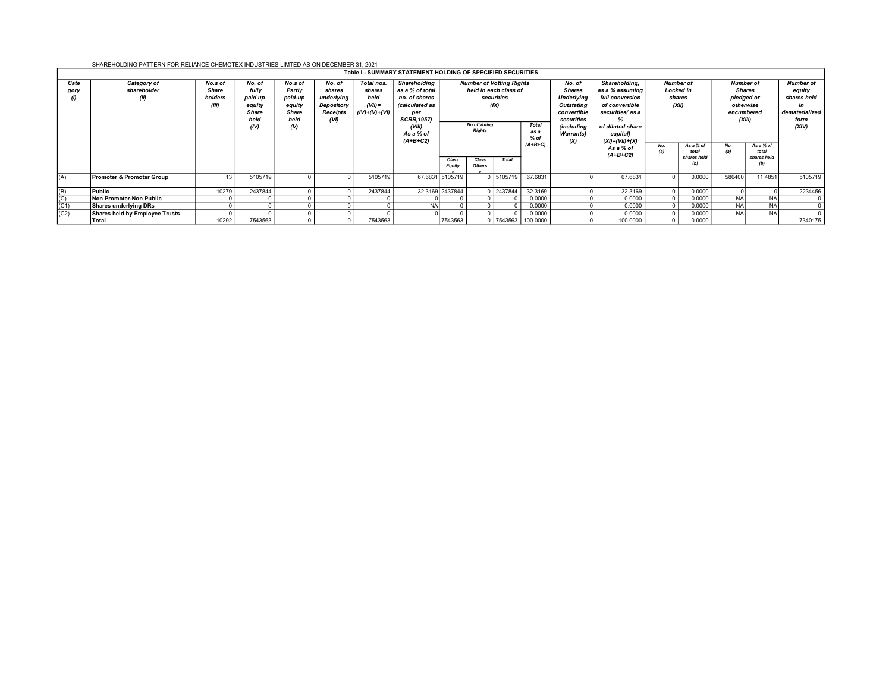SHAREHOLDING PATTERN FOR RELIANCE CHEMOTEX INDUSTRIES LIMTED AS ON DECEMBER 31, 2021

**Table I - SUMMARY STATEMENT HOLDING OF SPECIFIED SECURITIES**

| Category (I) | Category of shareholder (II) | No.s of Share holders (III) | No. of fully paid up equity Share held (IV) | No.s of Partly paid-up equity Share held (V) | No. of shares underlying Depository Receipts (VI) | Total nos. shares held (VII)= (IV)+(V)+(VI) | Shareholding as a % of total no. of shares (calculated as per SCRR,1957) (VIII) As a % of (A+B+C2) | Number of Votting Rights held in each class of securities (IX) | | | | No. of Shares Underlying Outstating convertible securities (including Warrants) (X) | Shareholding, as a % assuming full conversion of convertible securities( as a % of diluted share capital) (XI)=(VII)+(X) As a % of (A+B+C2) | Number of Locked in shares (XII) | | Number of Shares pledged or otherwise encumbered (XIII) | | Number of equity shares held in dematerialized form (XIV) |
|---|---|---|---|---|---|---|---|---|---|---|---|---|---|---|---|---|---|---|
| | | | | | | | | No of Voting Rights | | | Total as a % of (A+B+C) | | | No. (a) | As a % of total shares held (b) | No. (a) | As a % of total shares held (b) | |
| | | | | | | | | Class Equity x | Class Others y | Total | | | | | | | | |
| (A) | **Promoter & Promoter Group** | 13 | 5105719 | 0 | 0 | 5105719 | 67.6831 | 5105719 | 0 | 5105719 | 67.6831 | 0 | 67.6831 | 0 | 0.0000 | 586400 | 11.4851 | 5105719 |
| (B) | **Public** | 10279 | 2437844 | 0 | 0 | 2437844 | 32.3169 | 2437844 | 0 | 2437844 | 32.3169 | 0 | 32.3169 | 0 | 0.0000 | 0 | 0 | 2234456 |
| (C) | **Non Promoter-Non Public** | 0 | 0 | 0 | 0 | 0 | 0 | 0 | 0 | 0 | 0.0000 | 0 | 0.0000 | 0 | 0.0000 | NA | NA | 0 |
| (C1) | **Shares underlying DRs** | 0 | 0 | 0 | 0 | 0 | NA | 0 | 0 | 0 | 0.0000 | 0 | 0.0000 | 0 | 0.0000 | NA | NA | 0 |
| (C2) | **Shares held by Employee Trusts** | 0 | 0 | 0 | 0 | 0 | 0 | 0 | 0 | 0 | 0.0000 | 0 | 0.0000 | 0 | 0.0000 | NA | NA | 0 |
| | **Total** | 10292 | 7543563 | 0 | 0 | 7543563 | | 7543563 | 0 | 7543563 | 100.0000 | 0 | 100.0000 | 0 | 0.0000 | | | 7340175 |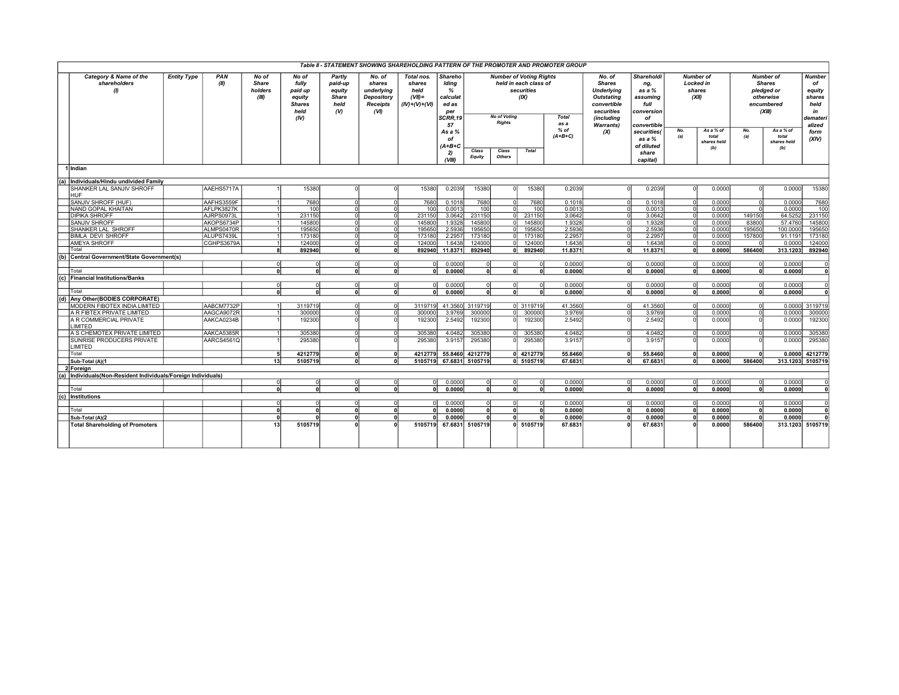**Table II - STATEMENT SHOWING SHAREHOLDING PATTERN OF THE PROMOTER AND PROMOTER GROUP**

| | Category & Name of the shareholders (I) | Entity Type | PAN (II) | No of Share holders (III) | No of fully paid up equity Shares held (IV) | Partly paid-up equity Share held (V) | No. of shares underlying Depository Receipts (VI) | Total nos. shares held (VII)= (IV)+(V)+(VI) | Shareholding % calculated as per SCRR,1957 As a % of (A+B+C2) (VIII) | Number of Voting Rights held in each class of securities (IX) | | | | No. of Shares Underlying Outstanting convertible securities (including Warrants) (X) | Shareholding, as a % assuming full conversion of convertible securities( as a % of diluted share capital) | Number of Locked in shares (XII) | | Number of Shares pledged or otherwise encumbered (XIII) | | Number of equity shares held in dematerialized form (XIV) |
|---|---|---|---|---|---|---|---|---|---|---|---|---|---|---|---|---|---|---|---|---|
| | | | | | | | | | | No of Voting Rights | | | Total as a % of (A+B+C) | | | No. (a) | As a % of total shares held (b) | No. (a) | As a % of total shares held (b) | |
| | | | | | | | | | | Class Equity | Class Others | Total | | | | | | | | |
| 1 | Indian | | | | | | | | | | | | | | | | | | | |
| (a) | Individuals/Hindu undivided Family | | | | | | | | | | | | | | | | | | | |
| | SHANKER LAL SANJIV SHROFF HUF | | AAEHS5717A | 1 | 15380 | 0 | 0 | 15380 | 0.2039 | 15380 | 0 | 15380 | 0.2039 | 0 | 0.2039 | 0 | 0.0000 | 0 | 0.0000 | 15380 |
| | SANJIV SHROFF (HUF) | | AAFHS3559F | 1 | 7680 | 0 | 0 | 7680 | 0.1018 | 7680 | 0 | 7680 | 0.1018 | 0 | 0.1018 | 0 | 0.0000 | 0 | 0.0000 | 7680 |
| | NAND GOPAL KHAITAN | | AFLPK3827K | 1 | 100 | 0 | 0 | 100 | 0.0013 | 100 | 0 | 100 | 0.0013 | 0 | 0.0013 | 0 | 0.0000 | 0 | 0.0000 | 100 |
| | DIPIKA SHROFF | | AJRPS0973L | 1 | 231150 | 0 | 0 | 231150 | 3.0642 | 231150 | 0 | 231150 | 3.0642 | 0 | 3.0642 | 0 | 0.0000 | 149150 | 64.5252 | 231150 |
| | SANJIV SHROFF | | AKOPS6734P | 1 | 145800 | 0 | 0 | 145800 | 1.9328 | 145800 | 0 | 145800 | 1.9328 | 0 | 1.9328 | 0 | 0.0000 | 83800 | 57.4760 | 145800 |
| | SHANKER LAL SHROFF | | ALMPS0470R | 1 | 195650 | 0 | 0 | 195650 | 2.5936 | 195650 | 0 | 195650 | 2.5936 | 0 | 2.5936 | 0 | 0.0000 | 195650 | 100.0000 | 195650 |
| | BIMLA DEVI SHROFF | | ALUPS7439L | 1 | 173180 | 0 | 0 | 173180 | 2.2957 | 173180 | 0 | 173180 | 2.2957 | 0 | 2.2957 | 0 | 0.0000 | 157800 | 91.1191 | 173180 |
| | AMEYA SHROFF | | CGHPS3679A | 1 | 124000 | 0 | 0 | 124000 | 1.6438 | 124000 | 0 | 124000 | 1.6438 | 0 | 1.6438 | 0 | 0.0000 | 0 | 0.0000 | 124000 |
| | Total | | | 8 | 892940 | 0 | 0 | 892940 | 11.8371 | 892940 | 0 | 892940 | 11.8371 | 0 | 11.8371 | 0 | 0.0000 | 586400 | 313.1203 | 892940 |
| (b) | Central Government/State Government(s) | | | | | | | | | | | | | | | | | | | |
| | | | | 0 | 0 | 0 | 0 | 0 | 0.0000 | 0 | 0 | 0 | 0.0000 | 0 | 0.0000 | 0 | 0.0000 | 0 | 0.0000 | 0 |
| | Total | | | 0 | 0 | 0 | 0 | 0 | 0.0000 | 0 | 0 | 0 | 0.0000 | 0 | 0.0000 | 0 | 0.0000 | 0 | 0.0000 | 0 |
| (c) | Financial Institutions/Banks | | | | | | | | | | | | | | | | | | | |
| | | | | 0 | 0 | 0 | 0 | 0 | 0.0000 | 0 | 0 | 0 | 0.0000 | 0 | 0.0000 | 0 | 0.0000 | 0 | 0.0000 | 0 |
| | Total | | | 0 | 0 | 0 | 0 | 0 | 0.0000 | 0 | 0 | 0 | 0.0000 | 0 | 0.0000 | 0 | 0.0000 | 0 | 0.0000 | 0 |
| (d) | Any Other(BODIES CORPORATE) | | | | | | | | | | | | | | | | | | | |
| | MODERN FIBOTEX INDIA LIMITED | | AABCM7732P | 1 | 3119719 | 0 | 0 | 3119719 | 41.3560 | 3119719 | 0 | 3119719 | 41.3560 | 0 | 41.3560 | 0 | 0.0000 | 0 | 0.0000 | 3119719 |
| | A R FIBTEX PRIVATE LIMITED | | AAGCA9072R | 1 | 300000 | 0 | 0 | 300000 | 3.9769 | 300000 | 0 | 300000 | 3.9769 | 0 | 3.9769 | 0 | 0.0000 | 0 | 0.0000 | 300000 |
| | A R COMMERCIAL PRIVATE LIMITED | | AAKCA0234B | 1 | 192300 | 0 | 0 | 192300 | 2.5492 | 192300 | 0 | 192300 | 2.5492 | 0 | 2.5492 | 0 | 0.0000 | 0 | 0.0000 | 192300 |
| | A S CHEMOTEX PRIVATE LIMITED | | AAKCA5385R | 1 | 305380 | 0 | 0 | 305380 | 4.0482 | 305380 | 0 | 305380 | 4.0482 | 0 | 4.0482 | 0 | 0.0000 | 0 | 0.0000 | 305380 |
| | SUNRISE PRODUCERS PRIVATE LIMITED | | AARCS4561Q | 1 | 295380 | 0 | 0 | 295380 | 3.9157 | 295380 | 0 | 295380 | 3.9157 | 0 | 3.9157 | 0 | 0.0000 | 0 | 0.0000 | 295380 |
| | Total | | | 5 | 4212779 | 0 | 0 | 4212779 | 55.8460 | 4212779 | 0 | 4212779 | 55.8460 | 0 | 55.8460 | 0 | 0.0000 | 0 | 0.0000 | 4212779 |
| | Sub-Total (A)(1 | | | 13 | 5105719 | 0 | 0 | 5105719 | 67.6831 | 5105719 | 0 | 5105719 | 67.6831 | 0 | 67.6831 | 0 | 0.0000 | 586400 | 313.1203 | 5105719 |
| 2 | Foreign | | | | | | | | | | | | | | | | | | | |
| (a) | Individuals(Non-Resident Individuals/Foreign Individuals) | | | | | | | | | | | | | | | | | | | |
| | | | | 0 | 0 | 0 | 0 | 0 | 0.0000 | 0 | 0 | 0 | 0.0000 | 0 | 0.0000 | 0 | 0.0000 | 0 | 0.0000 | 0 |
| | Total | | | 0 | 0 | 0 | 0 | 0 | 0.0000 | 0 | 0 | 0 | 0.0000 | 0 | 0.0000 | 0 | 0.0000 | 0 | 0.0000 | 0 |
| (c) | Institutions | | | | | | | | | | | | | | | | | | | |
| | | | | 0 | 0 | 0 | 0 | 0 | 0.0000 | 0 | 0 | 0 | 0.0000 | 0 | 0.0000 | 0 | 0.0000 | 0 | 0.0000 | 0 |
| | Total | | | 0 | 0 | 0 | 0 | 0 | 0.0000 | 0 | 0 | 0 | 0.0000 | 0 | 0.0000 | 0 | 0.0000 | 0 | 0.0000 | 0 |
| | Sub-Total (A)(2 | | | 0 | 0 | 0 | 0 | 0 | 0.0000 | 0 | 0 | 0 | 0.0000 | 0 | 0.0000 | 0 | 0.0000 | 0 | 0.0000 | 0 |
| | Total Shareholding of Promoters | | | 13 | 5105719 | 0 | 0 | 5105719 | 67.6831 | 5105719 | 0 | 5105719 | 67.6831 | 0 | 67.6831 | 0 | 0.0000 | 586400 | 313.1203 | 5105719 |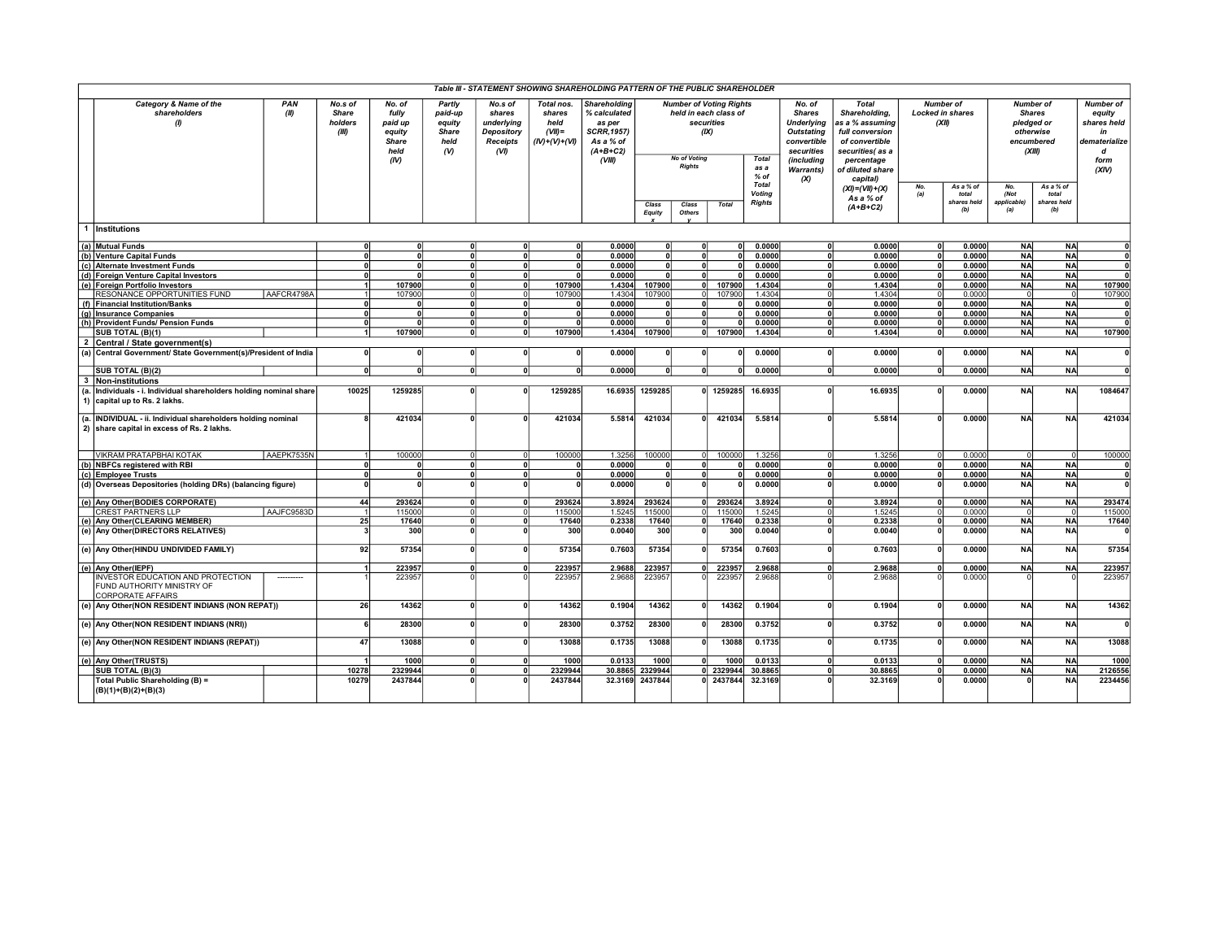**Table III - STATEMENT SHOWING SHAREHOLDING PATTERN OF THE PUBLIC SHAREHOLDER**

| | Category & Name of the shareholders (I) | PAN (II) | No.s of Share holders (III) | No. of fully paid up equity Share held (IV) | Partly paid-up equity Share held (V) | No.s of shares underlying Depository Receipts (VI) | Total nos. shares held (VII)= (IV)+(V)+(VI) | Shareholding % calculated as per SCRR,1957) As a % of (A+B+C2) (VIII) | Number of Voting Rights held in each class of securities (IX) | | | | No. of Shares Underlying Outstating convertible securities (including Warrants) (X) | Total Shareholding, as a % assuming full conversion of convertible securities( as a percentage of diluted share capital) (XI)=(VII)+(X) As a % of (A+B+C2) | Number of Locked in shares (XII) | | Number of Shares pledged or otherwise encumbered (XIII) | | Number of equity shares held in dematerialized form (XIV) |
|---|---|---|---|---|---|---|---|---|---|---|---|---|---|---|---|---|---|---|---|
| | | | | | | | | | No of Voting Rights | | | Total as a % of Total Voting Rights | | | No. (a) | As a % of total shares held (b) | No. (Not applicable) (a) | As a % of total shares held (b) | |
| | | | | | | | | | Class Equity x | Class Others y | Total | | | | | | | | |
| 1 | Institutions | | | | | | | | | | | | | | | | | | |
| (a) | Mutual Funds | | 0 | 0 | 0 | 0 | 0 | 0.0000 | 0 | 0 | 0 | 0.0000 | 0 | 0.0000 | 0 | 0.0000 | NA | NA | 0 |
| (b) | Venture Capital Funds | | 0 | 0 | 0 | 0 | 0 | 0.0000 | 0 | 0 | 0 | 0.0000 | 0 | 0.0000 | 0 | 0.0000 | NA | NA | 0 |
| (c) | Alternate Investment Funds | | 0 | 0 | 0 | 0 | 0 | 0.0000 | 0 | 0 | 0 | 0.0000 | 0 | 0.0000 | 0 | 0.0000 | NA | NA | 0 |
| (d) | Foreign Venture Capital Investors | | 0 | 0 | 0 | 0 | 0 | 0.0000 | 0 | 0 | 0 | 0.0000 | 0 | 0.0000 | 0 | 0.0000 | NA | NA | 0 |
| (e) | Foreign Portfolio Investors | | 1 | 107900 | 0 | 0 | 107900 | 1.4304 | 107900 | 0 | 107900 | 1.4304 | 0 | 1.4304 | 0 | 0.0000 | NA | NA | 107900 |
| | RESONANCE OPPORTUNITIES FUND | AAFCR4798A | 1 | 107900 | 0 | 0 | 107900 | 1.4304 | 107900 | 0 | 107900 | 1.4304 | 0 | 1.4304 | 0 | 0.0000 | 0 | 0 | 107900 |
| (f) | Financial Institution/Banks | | 0 | 0 | 0 | 0 | 0 | 0.0000 | 0 | 0 | 0 | 0.0000 | 0 | 0.0000 | 0 | 0.0000 | NA | NA | 0 |
| (g) | Insurance Companies | | 0 | 0 | 0 | 0 | 0 | 0.0000 | 0 | 0 | 0 | 0.0000 | 0 | 0.0000 | 0 | 0.0000 | NA | NA | 0 |
| (h) | Provident Funds/ Pension Funds | | 0 | 0 | 0 | 0 | 0 | 0.0000 | 0 | 0 | 0 | 0.0000 | 0 | 0.0000 | 0 | 0.0000 | NA | NA | 0 |
| | SUB TOTAL (B)(1) | | 1 | 107900 | 0 | 0 | 107900 | 1.4304 | 107900 | 0 | 107900 | 1.4304 | 0 | 1.4304 | 0 | 0.0000 | NA | NA | 107900 |
| 2 | Central / State government(s) | | | | | | | | | | | | | | | | | | |
| (a) | Central Government/ State Government(s)/President of India | | 0 | 0 | 0 | 0 | 0 | 0.0000 | 0 | 0 | 0 | 0.0000 | 0 | 0.0000 | 0 | 0.0000 | NA | NA | 0 |
| | SUB TOTAL (B)(2) | | 0 | 0 | 0 | 0 | 0 | 0.0000 | 0 | 0 | 0 | 0.0000 | 0 | 0.0000 | 0 | 0.0000 | NA | NA | 0 |
| 3 | Non-institutions | | | | | | | | | | | | | | | | | | |
| (a. 1) | Individuals - i. Individual shareholders holding nominal share capital up to Rs. 2 lakhs. | | 10025 | 1259285 | 0 | 0 | 1259285 | 16.6935 | 1259285 | 0 | 1259285 | 16.6935 | 0 | 16.6935 | 0 | 0.0000 | NA | NA | 1084647 |
| (a. 2) | INDIVIDUAL - ii. Individual shareholders holding nominal share capital in excess of Rs. 2 lakhs. | | 8 | 421034 | 0 | 0 | 421034 | 5.5814 | 421034 | 0 | 421034 | 5.5814 | 0 | 5.5814 | 0 | 0.0000 | NA | NA | 421034 |
| | VIKRAM PRATAPBHAI KOTAK | AAEPK7535N | 1 | 100000 | 0 | 0 | 100000 | 1.3256 | 100000 | 0 | 100000 | 1.3256 | 0 | 1.3256 | 0 | 0.0000 | 0 | 0 | 100000 |
| (b) | NBFCs registered with RBI | | 0 | 0 | 0 | 0 | 0 | 0.0000 | 0 | 0 | 0 | 0.0000 | 0 | 0.0000 | 0 | 0.0000 | NA | NA | 0 |
| (c) | Employee Trusts | | 0 | 0 | 0 | 0 | 0 | 0.0000 | 0 | 0 | 0 | 0.0000 | 0 | 0.0000 | 0 | 0.0000 | NA | NA | 0 |
| (d) | Overseas Depositories (holding DRs) (balancing figure) | | 0 | 0 | 0 | 0 | 0 | 0.0000 | 0 | 0 | 0 | 0.0000 | 0 | 0.0000 | 0 | 0.0000 | NA | NA | 0 |
| (e) | Any Other(BODIES CORPORATE) | | 44 | 293624 | 0 | 0 | 293624 | 3.8924 | 293624 | 0 | 293624 | 3.8924 | 0 | 3.8924 | 0 | 0.0000 | NA | NA | 293474 |
| | CREST PARTNERS LLP | AAJFC9583D | 1 | 115000 | 0 | 0 | 115000 | 1.5245 | 115000 | 0 | 115000 | 1.5245 | 0 | 1.5245 | 0 | 0.0000 | 0 | 0 | 115000 |
| (e) | Any Other(CLEARING MEMBER) | | 25 | 17640 | 0 | 0 | 17640 | 0.2338 | 17640 | 0 | 17640 | 0.2338 | 0 | 0.2338 | 0 | 0.0000 | NA | NA | 17640 |
| (e) | Any Other(DIRECTORS RELATIVES) | | 3 | 300 | 0 | 0 | 300 | 0.0040 | 300 | 0 | 300 | 0.0040 | 0 | 0.0040 | 0 | 0.0000 | NA | NA | 0 |
| (e) | Any Other(HINDU UNDIVIDED FAMILY) | | 92 | 57354 | 0 | 0 | 57354 | 0.7603 | 57354 | 0 | 57354 | 0.7603 | 0 | 0.7603 | 0 | 0.0000 | NA | NA | 57354 |
| (e) | Any Other(IEPF) | | 1 | 223957 | 0 | 0 | 223957 | 2.9688 | 223957 | 0 | 223957 | 2.9688 | 0 | 2.9688 | 0 | 0.0000 | NA | NA | 223957 |
| | INVESTOR EDUCATION AND PROTECTION FUND AUTHORITY MINISTRY OF CORPORATE AFFAIRS | ---------- | 1 | 223957 | 0 | 0 | 223957 | 2.9688 | 223957 | 0 | 223957 | 2.9688 | 0 | 2.9688 | 0 | 0.0000 | 0 | 0 | 223957 |
| (e) | Any Other(NON RESIDENT INDIANS (NON REPAT)) | | 26 | 14362 | 0 | 0 | 14362 | 0.1904 | 14362 | 0 | 14362 | 0.1904 | 0 | 0.1904 | 0 | 0.0000 | NA | NA | 14362 |
| (e) | Any Other(NON RESIDENT INDIANS (NRI)) | | 6 | 28300 | 0 | 0 | 28300 | 0.3752 | 28300 | 0 | 28300 | 0.3752 | 0 | 0.3752 | 0 | 0.0000 | NA | NA | 0 |
| (e) | Any Other(NON RESIDENT INDIANS (REPAT)) | | 47 | 13088 | 0 | 0 | 13088 | 0.1735 | 13088 | 0 | 13088 | 0.1735 | 0 | 0.1735 | 0 | 0.0000 | NA | NA | 13088 |
| (e) | Any Other(TRUSTS) | | 1 | 1000 | 0 | 0 | 1000 | 0.0133 | 1000 | 0 | 1000 | 0.0133 | 0 | 0.0133 | 0 | 0.0000 | NA | NA | 1000 |
| | SUB TOTAL (B)(3) | | 10278 | 2329944 | 0 | 0 | 2329944 | 30.8865 | 2329944 | 0 | 2329944 | 30.8865 | 0 | 30.8865 | 0 | 0.0000 | NA | NA | 2126556 |
| | Total Public Shareholding (B) = (B)(1)+(B)(2)+(B)(3) | | 10279 | 2437844 | 0 | 0 | 2437844 | 32.3169 | 2437844 | 0 | 2437844 | 32.3169 | 0 | 32.3169 | 0 | 0.0000 | 0 | NA | 2234456 |